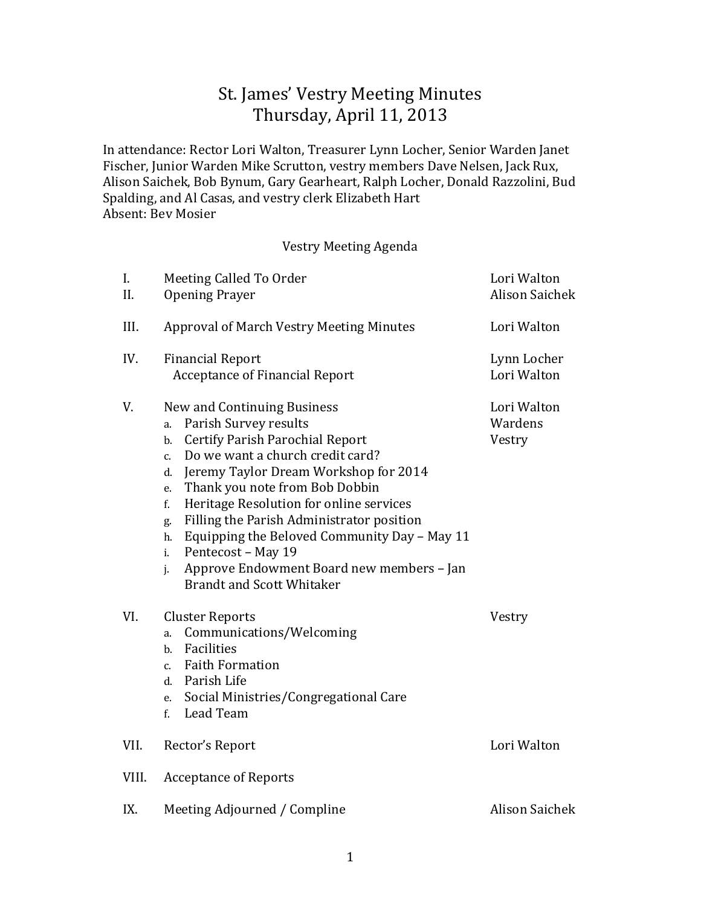# St. James' Vestry Meeting Minutes
## Thursday, April 11, 2013

In attendance: Rector Lori Walton, Treasurer Lynn Locher, Senior Warden Janet Fischer, Junior Warden Mike Scrutton, vestry members Dave Nelsen, Jack Rux, Alison Saichek, Bob Bynum, Gary Gearheart, Ralph Locher, Donald Razzolini, Bud Spalding, and Al Casas, and vestry clerk Elizabeth Hart
Absent: Bev Mosier

### Vestry Meeting Agenda

| | | |
|---|---|---|
| I. | Meeting Called To Order | Lori Walton |
| II. | Opening Prayer | Alison Saichek |
| III. | Approval of March Vestry Meeting Minutes | Lori Walton |
| IV. | Financial Report | Lynn Locher |
| | Acceptance of Financial Report | Lori Walton |
| V. | New and Continuing Business | Lori Walton |
| | a. Parish Survey results | Wardens |
| | b. Certify Parish Parochial Report | Vestry |
| | c. Do we want a church credit card? | |
| | d. Jeremy Taylor Dream Workshop for 2014 | |
| | e. Thank you note from Bob Dobbin | |
| | f. Heritage Resolution for online services | |
| | g. Filling the Parish Administrator position | |
| | h. Equipping the Beloved Community Day – May 11 | |
| | i. Pentecost – May 19 | |
| | j. Approve Endowment Board new members – Jan Brandt and Scott Whitaker | |
| VI. | Cluster Reports | Vestry |
| | a. Communications/Welcoming | |
| | b. Facilities | |
| | c. Faith Formation | |
| | d. Parish Life | |
| | e. Social Ministries/Congregational Care | |
| | f. Lead Team | |
| VII. | Rector's Report | Lori Walton |
| VIII. | Acceptance of Reports | |
| IX. | Meeting Adjourned / Compline | Alison Saichek |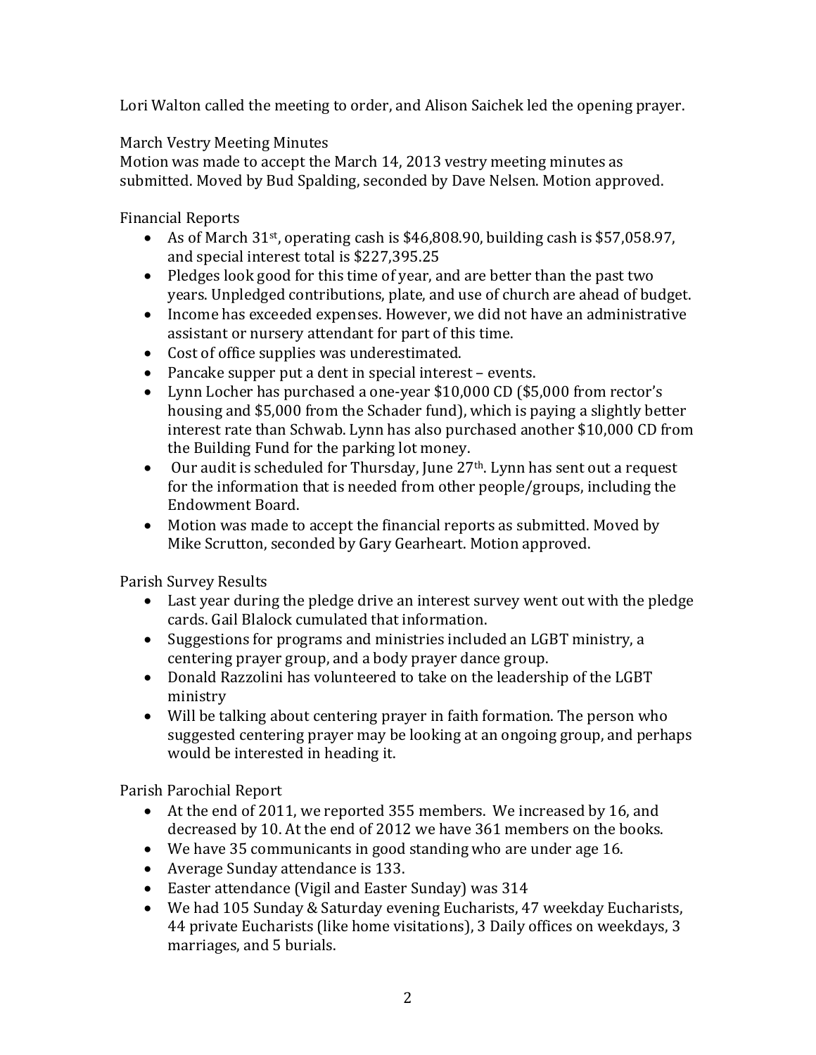Lori Walton called the meeting to order, and Alison Saichek led the opening prayer.

March Vestry Meeting Minutes

Motion was made to accept the March 14, 2013 vestry meeting minutes as submitted. Moved by Bud Spalding, seconded by Dave Nelsen. Motion approved.

Financial Reports

- As of March 31st, operating cash is $46,808.90, building cash is $57,058.97, and special interest total is $227,395.25
- Pledges look good for this time of year, and are better than the past two years. Unpledged contributions, plate, and use of church are ahead of budget.
- Income has exceeded expenses. However, we did not have an administrative assistant or nursery attendant for part of this time.
- Cost of office supplies was underestimated.
- Pancake supper put a dent in special interest – events.
- Lynn Locher has purchased a one-year $10,000 CD ($5,000 from rector's housing and $5,000 from the Schader fund), which is paying a slightly better interest rate than Schwab. Lynn has also purchased another $10,000 CD from the Building Fund for the parking lot money.
- Our audit is scheduled for Thursday, June 27th. Lynn has sent out a request for the information that is needed from other people/groups, including the Endowment Board.
- Motion was made to accept the financial reports as submitted. Moved by Mike Scrutton, seconded by Gary Gearheart. Motion approved.

Parish Survey Results

- Last year during the pledge drive an interest survey went out with the pledge cards. Gail Blalock cumulated that information.
- Suggestions for programs and ministries included an LGBT ministry, a centering prayer group, and a body prayer dance group.
- Donald Razzolini has volunteered to take on the leadership of the LGBT ministry
- Will be talking about centering prayer in faith formation. The person who suggested centering prayer may be looking at an ongoing group, and perhaps would be interested in heading it.

Parish Parochial Report

- At the end of 2011, we reported 355 members. We increased by 16, and decreased by 10. At the end of 2012 we have 361 members on the books.
- We have 35 communicants in good standing who are under age 16.
- Average Sunday attendance is 133.
- Easter attendance (Vigil and Easter Sunday) was 314
- We had 105 Sunday & Saturday evening Eucharists, 47 weekday Eucharists, 44 private Eucharists (like home visitations), 3 Daily offices on weekdays, 3 marriages, and 5 burials.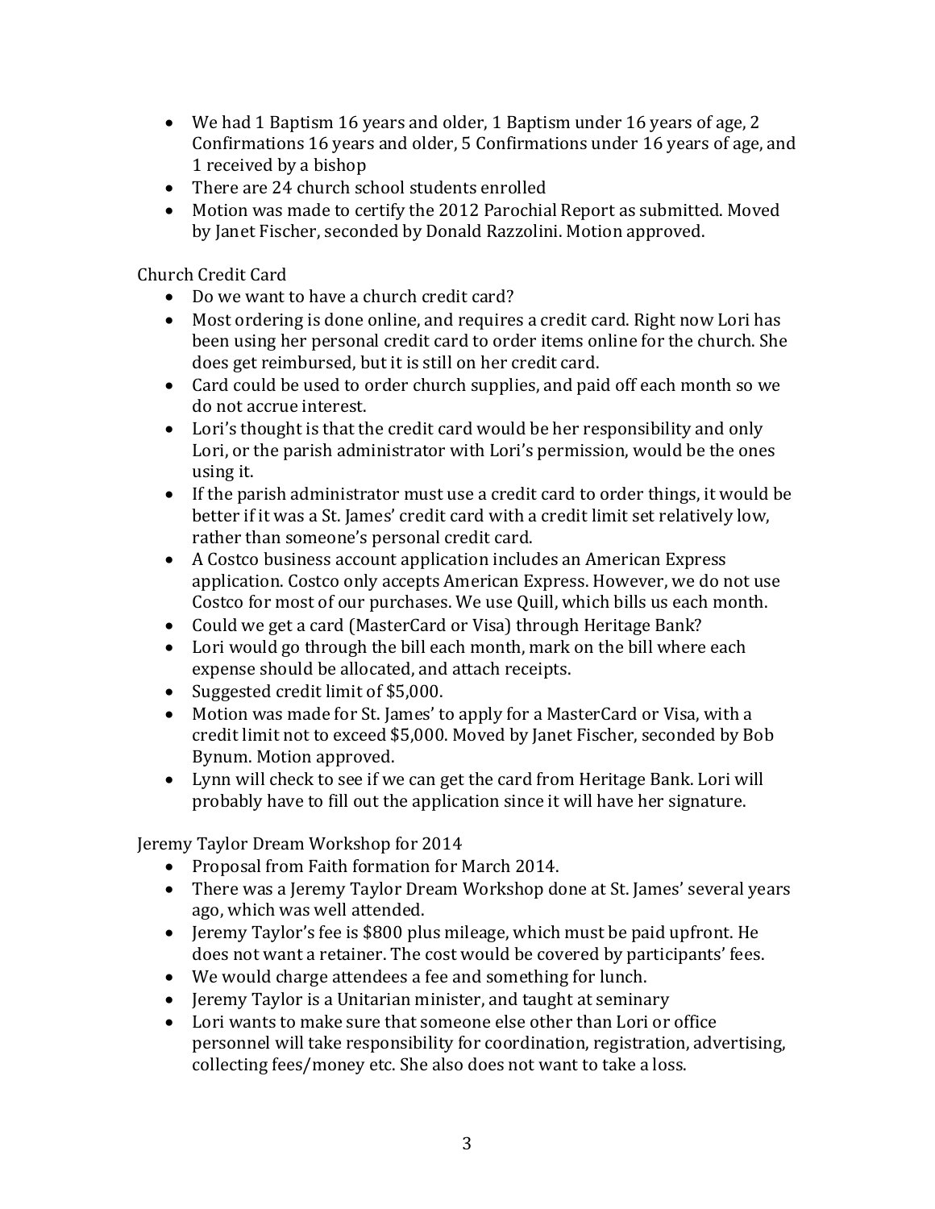- We had 1 Baptism 16 years and older, 1 Baptism under 16 years of age, 2 Confirmations 16 years and older, 5 Confirmations under 16 years of age, and 1 received by a bishop
- There are 24 church school students enrolled
- Motion was made to certify the 2012 Parochial Report as submitted. Moved by Janet Fischer, seconded by Donald Razzolini. Motion approved.

Church Credit Card

- Do we want to have a church credit card?
- Most ordering is done online, and requires a credit card. Right now Lori has been using her personal credit card to order items online for the church. She does get reimbursed, but it is still on her credit card.
- Card could be used to order church supplies, and paid off each month so we do not accrue interest.
- Lori's thought is that the credit card would be her responsibility and only Lori, or the parish administrator with Lori's permission, would be the ones using it.
- If the parish administrator must use a credit card to order things, it would be better if it was a St. James' credit card with a credit limit set relatively low, rather than someone's personal credit card.
- A Costco business account application includes an American Express application. Costco only accepts American Express. However, we do not use Costco for most of our purchases. We use Quill, which bills us each month.
- Could we get a card (MasterCard or Visa) through Heritage Bank?
- Lori would go through the bill each month, mark on the bill where each expense should be allocated, and attach receipts.
- Suggested credit limit of $5,000.
- Motion was made for St. James' to apply for a MasterCard or Visa, with a credit limit not to exceed $5,000. Moved by Janet Fischer, seconded by Bob Bynum. Motion approved.
- Lynn will check to see if we can get the card from Heritage Bank. Lori will probably have to fill out the application since it will have her signature.

Jeremy Taylor Dream Workshop for 2014

- Proposal from Faith formation for March 2014.
- There was a Jeremy Taylor Dream Workshop done at St. James' several years ago, which was well attended.
- Jeremy Taylor's fee is $800 plus mileage, which must be paid upfront. He does not want a retainer. The cost would be covered by participants' fees.
- We would charge attendees a fee and something for lunch.
- Jeremy Taylor is a Unitarian minister, and taught at seminary
- Lori wants to make sure that someone else other than Lori or office personnel will take responsibility for coordination, registration, advertising, collecting fees/money etc. She also does not want to take a loss.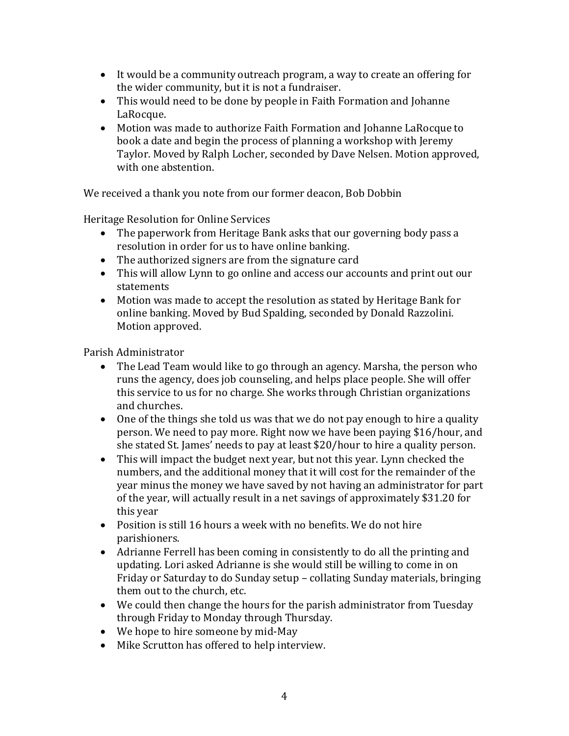- It would be a community outreach program, a way to create an offering for the wider community, but it is not a fundraiser.
- This would need to be done by people in Faith Formation and Johanne LaRocque.
- Motion was made to authorize Faith Formation and Johanne LaRocque to book a date and begin the process of planning a workshop with Jeremy Taylor. Moved by Ralph Locher, seconded by Dave Nelsen. Motion approved, with one abstention.

We received a thank you note from our former deacon, Bob Dobbin

Heritage Resolution for Online Services

- The paperwork from Heritage Bank asks that our governing body pass a resolution in order for us to have online banking.
- The authorized signers are from the signature card
- This will allow Lynn to go online and access our accounts and print out our statements
- Motion was made to accept the resolution as stated by Heritage Bank for online banking. Moved by Bud Spalding, seconded by Donald Razzolini. Motion approved.

Parish Administrator

- The Lead Team would like to go through an agency. Marsha, the person who runs the agency, does job counseling, and helps place people. She will offer this service to us for no charge. She works through Christian organizations and churches.
- One of the things she told us was that we do not pay enough to hire a quality person. We need to pay more. Right now we have been paying $16/hour, and she stated St. James' needs to pay at least $20/hour to hire a quality person.
- This will impact the budget next year, but not this year. Lynn checked the numbers, and the additional money that it will cost for the remainder of the year minus the money we have saved by not having an administrator for part of the year, will actually result in a net savings of approximately $31.20 for this year
- Position is still 16 hours a week with no benefits. We do not hire parishioners.
- Adrianne Ferrell has been coming in consistently to do all the printing and updating. Lori asked Adrianne is she would still be willing to come in on Friday or Saturday to do Sunday setup – collating Sunday materials, bringing them out to the church, etc.
- We could then change the hours for the parish administrator from Tuesday through Friday to Monday through Thursday.
- We hope to hire someone by mid-May
- Mike Scrutton has offered to help interview.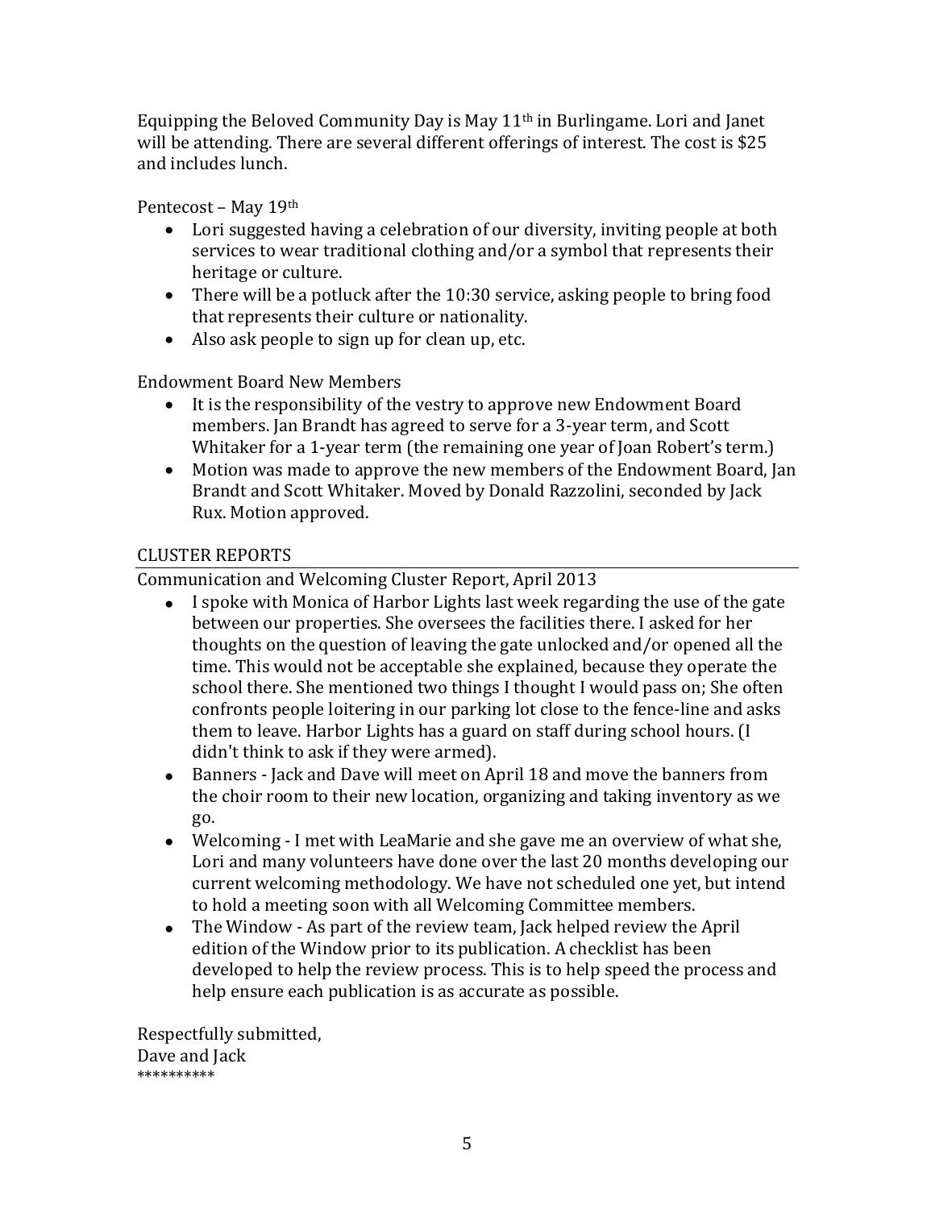Equipping the Beloved Community Day is May 11th in Burlingame. Lori and Janet will be attending. There are several different offerings of interest. The cost is $25 and includes lunch.

Pentecost – May 19th

- Lori suggested having a celebration of our diversity, inviting people at both services to wear traditional clothing and/or a symbol that represents their heritage or culture.
- There will be a potluck after the 10:30 service, asking people to bring food that represents their culture or nationality.
- Also ask people to sign up for clean up, etc.

Endowment Board New Members

- It is the responsibility of the vestry to approve new Endowment Board members. Jan Brandt has agreed to serve for a 3-year term, and Scott Whitaker for a 1-year term (the remaining one year of Joan Robert's term.)
- Motion was made to approve the new members of the Endowment Board, Jan Brandt and Scott Whitaker. Moved by Donald Razzolini, seconded by Jack Rux. Motion approved.

## CLUSTER REPORTS

Communication and Welcoming Cluster Report, April 2013

- I spoke with Monica of Harbor Lights last week regarding the use of the gate between our properties. She oversees the facilities there. I asked for her thoughts on the question of leaving the gate unlocked and/or opened all the time. This would not be acceptable she explained, because they operate the school there. She mentioned two things I thought I would pass on; She often confronts people loitering in our parking lot close to the fence-line and asks them to leave. Harbor Lights has a guard on staff during school hours. (I didn't think to ask if they were armed).
- Banners - Jack and Dave will meet on April 18 and move the banners from the choir room to their new location, organizing and taking inventory as we go.
- Welcoming - I met with LeaMarie and she gave me an overview of what she, Lori and many volunteers have done over the last 20 months developing our current welcoming methodology. We have not scheduled one yet, but intend to hold a meeting soon with all Welcoming Committee members.
- The Window - As part of the review team, Jack helped review the April edition of the Window prior to its publication. A checklist has been developed to help the review process. This is to help speed the process and help ensure each publication is as accurate as possible.

Respectfully submitted,
Dave and Jack
**********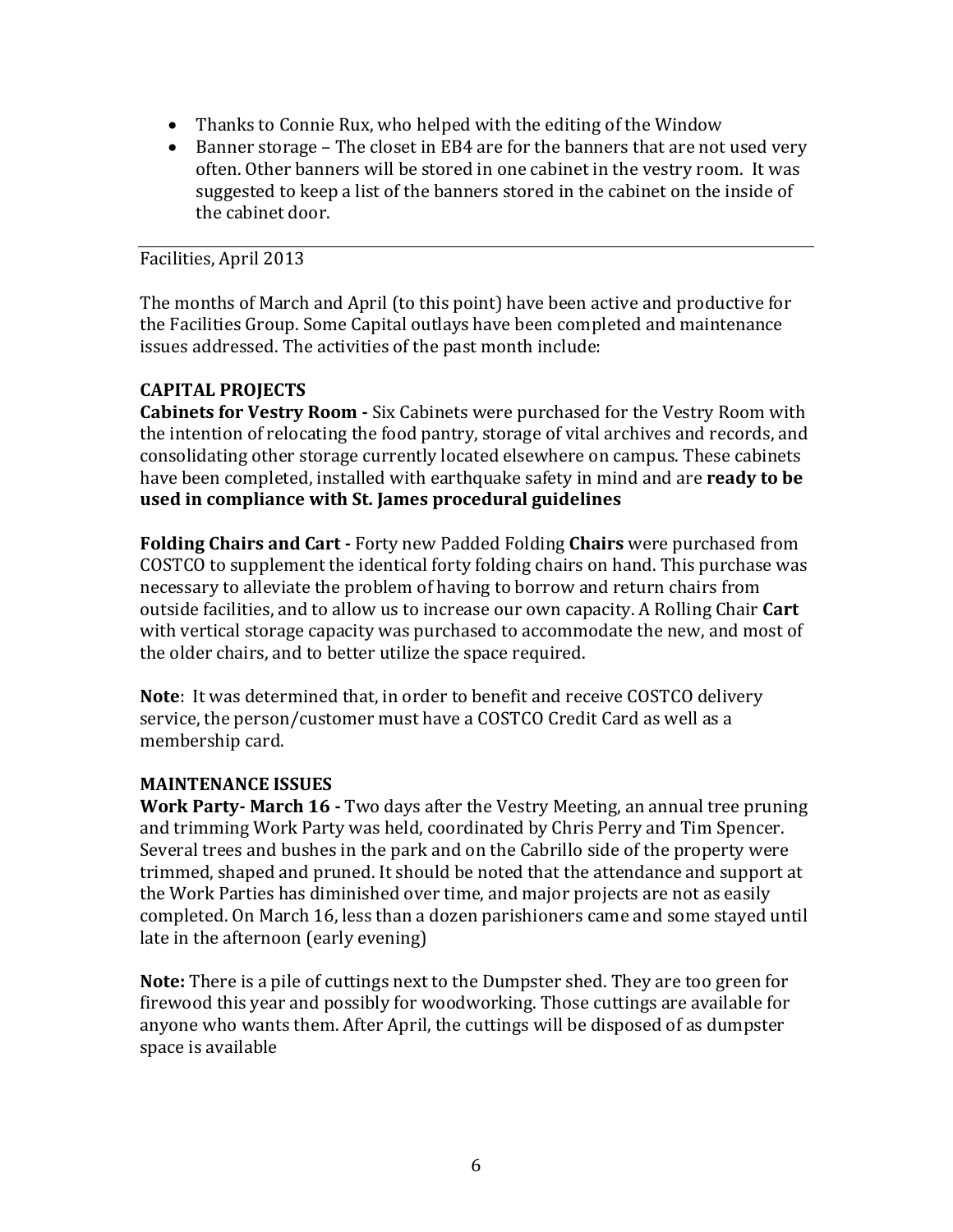- Thanks to Connie Rux, who helped with the editing of the Window
- Banner storage – The closet in EB4 are for the banners that are not used very often. Other banners will be stored in one cabinet in the vestry room. It was suggested to keep a list of the banners stored in the cabinet on the inside of the cabinet door.

---

Facilities, April 2013

The months of March and April (to this point) have been active and productive for the Facilities Group. Some Capital outlays have been completed and maintenance issues addressed. The activities of the past month include:

**CAPITAL PROJECTS**

**Cabinets for Vestry Room -** Six Cabinets were purchased for the Vestry Room with the intention of relocating the food pantry, storage of vital archives and records, and consolidating other storage currently located elsewhere on campus. These cabinets have been completed, installed with earthquake safety in mind and are **ready to be used in compliance with St. James procedural guidelines**

**Folding Chairs and Cart -** Forty new Padded Folding **Chairs** were purchased from COSTCO to supplement the identical forty folding chairs on hand. This purchase was necessary to alleviate the problem of having to borrow and return chairs from outside facilities, and to allow us to increase our own capacity. A Rolling Chair **Cart** with vertical storage capacity was purchased to accommodate the new, and most of the older chairs, and to better utilize the space required.

**Note**: It was determined that, in order to benefit and receive COSTCO delivery service, the person/customer must have a COSTCO Credit Card as well as a membership card.

**MAINTENANCE ISSUES**

**Work Party- March 16 -** Two days after the Vestry Meeting, an annual tree pruning and trimming Work Party was held, coordinated by Chris Perry and Tim Spencer. Several trees and bushes in the park and on the Cabrillo side of the property were trimmed, shaped and pruned. It should be noted that the attendance and support at the Work Parties has diminished over time, and major projects are not as easily completed. On March 16, less than a dozen parishioners came and some stayed until late in the afternoon (early evening)

**Note:** There is a pile of cuttings next to the Dumpster shed. They are too green for firewood this year and possibly for woodworking. Those cuttings are available for anyone who wants them. After April, the cuttings will be disposed of as dumpster space is available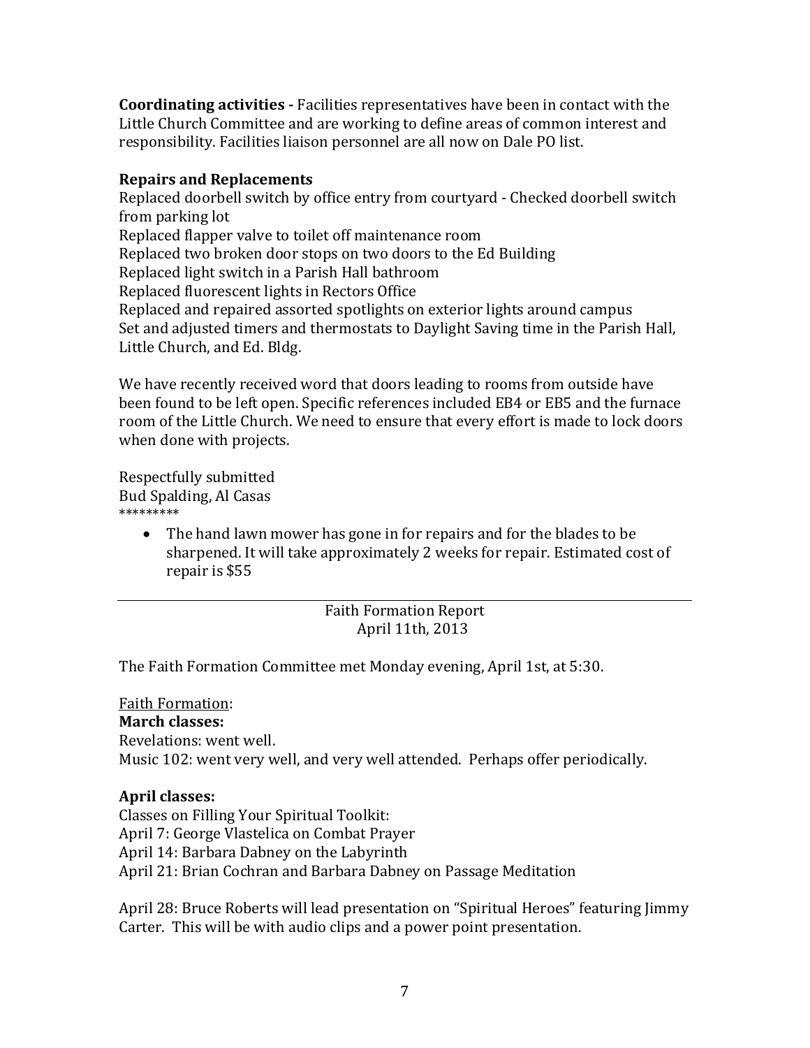**Coordinating activities -** Facilities representatives have been in contact with the Little Church Committee and are working to define areas of common interest and responsibility. Facilities liaison personnel are all now on Dale PO list.

**Repairs and Replacements**

Replaced doorbell switch by office entry from courtyard - Checked doorbell switch from parking lot
Replaced flapper valve to toilet off maintenance room
Replaced two broken door stops on two doors to the Ed Building
Replaced light switch in a Parish Hall bathroom
Replaced fluorescent lights in Rectors Office
Replaced and repaired assorted spotlights on exterior lights around campus
Set and adjusted timers and thermostats to Daylight Saving time in the Parish Hall, Little Church, and Ed. Bldg.

We have recently received word that doors leading to rooms from outside have been found to be left open. Specific references included EB4 or EB5 and the furnace room of the Little Church. We need to ensure that every effort is made to lock doors when done with projects.

Respectfully submitted
Bud Spalding, Al Casas
*********

- The hand lawn mower has gone in for repairs and for the blades to be sharpened. It will take approximately 2 weeks for repair. Estimated cost of repair is $55

---

Faith Formation Report
April 11th, 2013

The Faith Formation Committee met Monday evening, April 1st, at 5:30.

Faith Formation:

**March classes:**

Revelations: went well.
Music 102: went very well, and very well attended. Perhaps offer periodically.

**April classes:**

Classes on Filling Your Spiritual Toolkit:
April 7: George Vlastelica on Combat Prayer
April 14: Barbara Dabney on the Labyrinth
April 21: Brian Cochran and Barbara Dabney on Passage Meditation

April 28: Bruce Roberts will lead presentation on "Spiritual Heroes" featuring Jimmy Carter. This will be with audio clips and a power point presentation.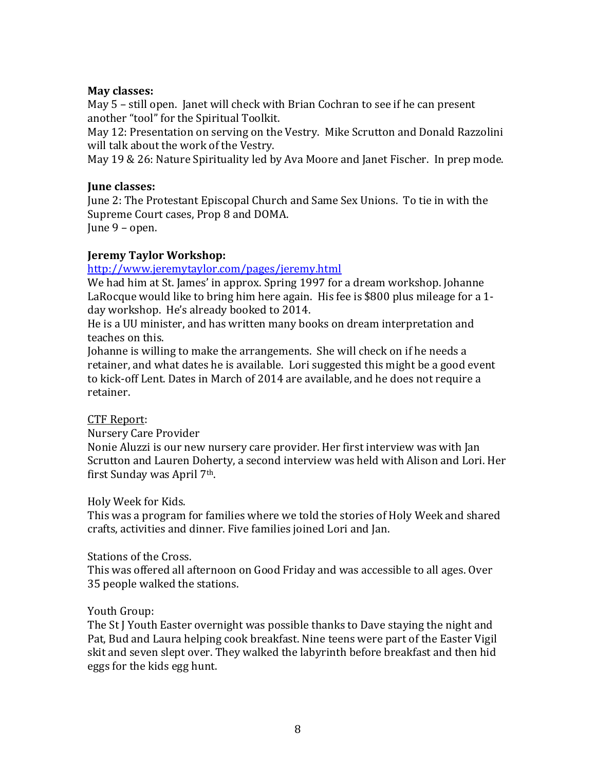**May classes:**

May 5 – still open. Janet will check with Brian Cochran to see if he can present another "tool" for the Spiritual Toolkit.

May 12: Presentation on serving on the Vestry. Mike Scrutton and Donald Razzolini will talk about the work of the Vestry.

May 19 & 26: Nature Spirituality led by Ava Moore and Janet Fischer. In prep mode.

**June classes:**

June 2: The Protestant Episcopal Church and Same Sex Unions. To tie in with the Supreme Court cases, Prop 8 and DOMA.

June 9 – open.

**Jeremy Taylor Workshop:**

http://www.jeremytaylor.com/pages/jeremy.html

We had him at St. James' in approx. Spring 1997 for a dream workshop. Johanne LaRocque would like to bring him here again. His fee is $800 plus mileage for a 1-day workshop. He's already booked to 2014.

He is a UU minister, and has written many books on dream interpretation and teaches on this.

Johanne is willing to make the arrangements. She will check on if he needs a retainer, and what dates he is available. Lori suggested this might be a good event to kick-off Lent. Dates in March of 2014 are available, and he does not require a retainer.

CTF Report:

Nursery Care Provider

Nonie Aluzzi is our new nursery care provider. Her first interview was with Jan Scrutton and Lauren Doherty, a second interview was held with Alison and Lori. Her first Sunday was April 7th.

Holy Week for Kids.

This was a program for families where we told the stories of Holy Week and shared crafts, activities and dinner. Five families joined Lori and Jan.

Stations of the Cross.

This was offered all afternoon on Good Friday and was accessible to all ages. Over 35 people walked the stations.

Youth Group:

The St J Youth Easter overnight was possible thanks to Dave staying the night and Pat, Bud and Laura helping cook breakfast. Nine teens were part of the Easter Vigil skit and seven slept over. They walked the labyrinth before breakfast and then hid eggs for the kids egg hunt.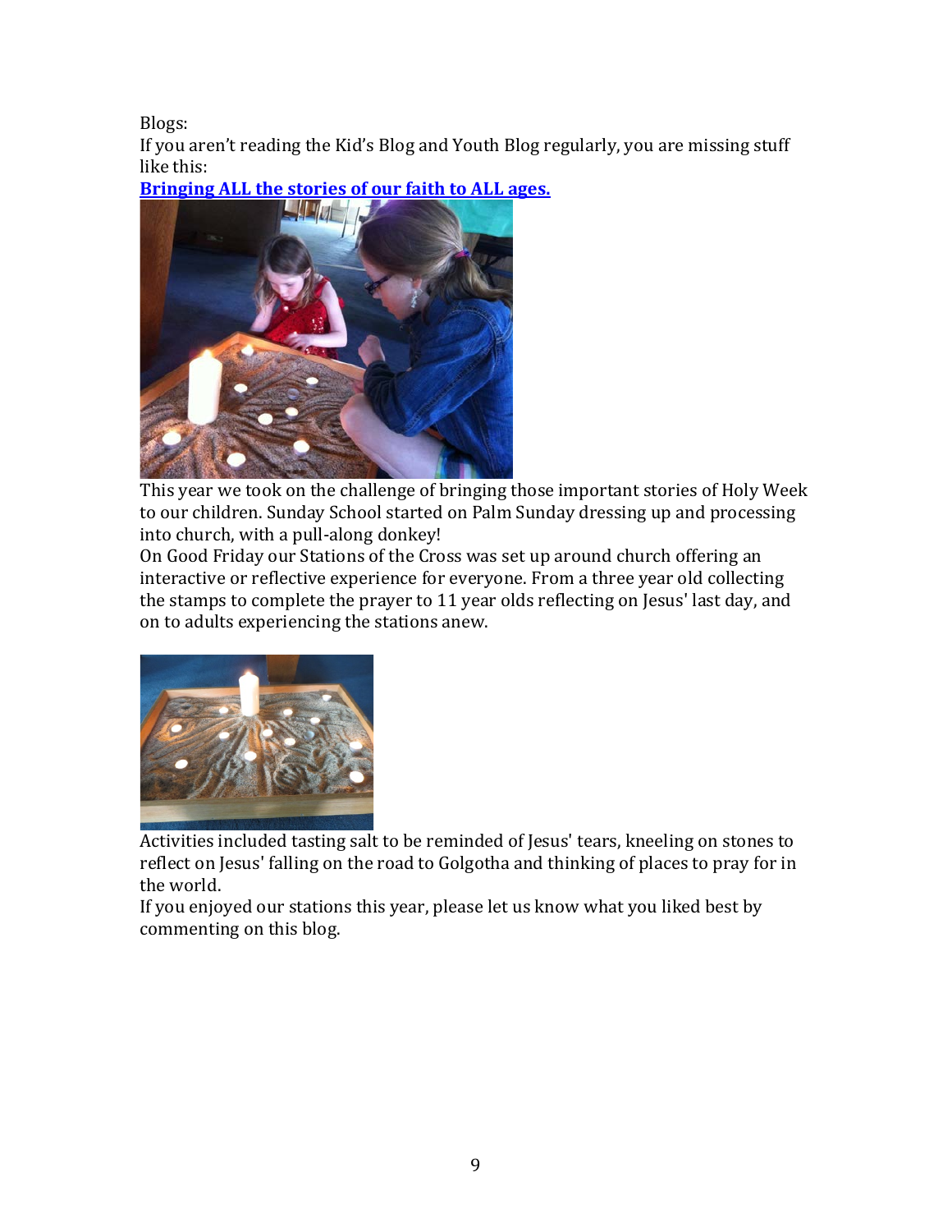Blogs:

If you aren't reading the Kid's Blog and Youth Blog regularly, you are missing stuff like this:

**Bringing ALL the stories of our faith to ALL ages.**

This year we took on the challenge of bringing those important stories of Holy Week to our children. Sunday School started on Palm Sunday dressing up and processing into church, with a pull-along donkey!

On Good Friday our Stations of the Cross was set up around church offering an interactive or reflective experience for everyone. From a three year old collecting the stamps to complete the prayer to 11 year olds reflecting on Jesus' last day, and on to adults experiencing the stations anew.

Activities included tasting salt to be reminded of Jesus' tears, kneeling on stones to reflect on Jesus' falling on the road to Golgotha and thinking of places to pray for in the world.

If you enjoyed our stations this year, please let us know what you liked best by commenting on this blog.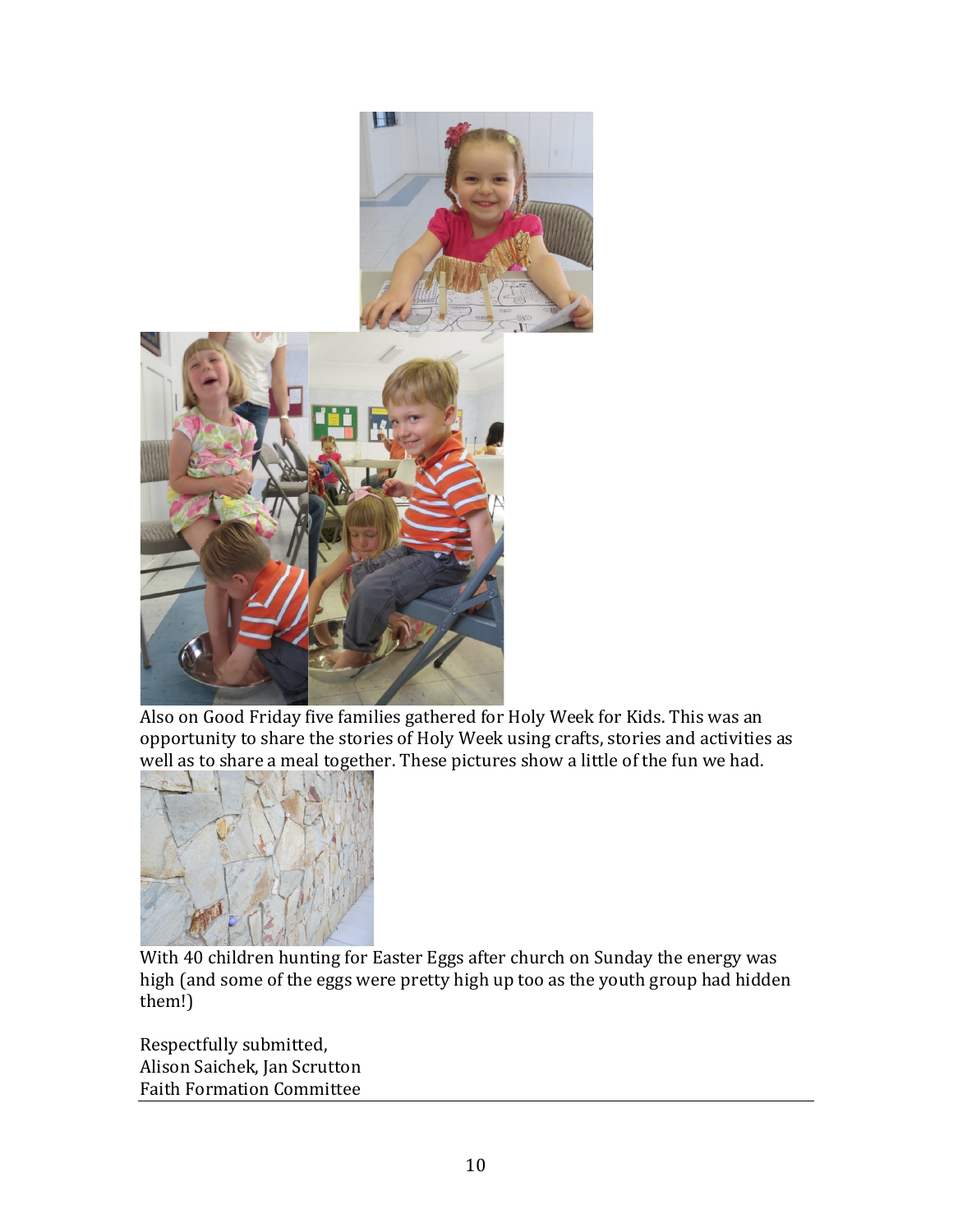Also on Good Friday five families gathered for Holy Week for Kids. This was an opportunity to share the stories of Holy Week using crafts, stories and activities as well as to share a meal together. These pictures show a little of the fun we had.

With 40 children hunting for Easter Eggs after church on Sunday the energy was high (and some of the eggs were pretty high up too as the youth group had hidden them!)

Respectfully submitted,
Alison Saichek, Jan Scrutton
Faith Formation Committee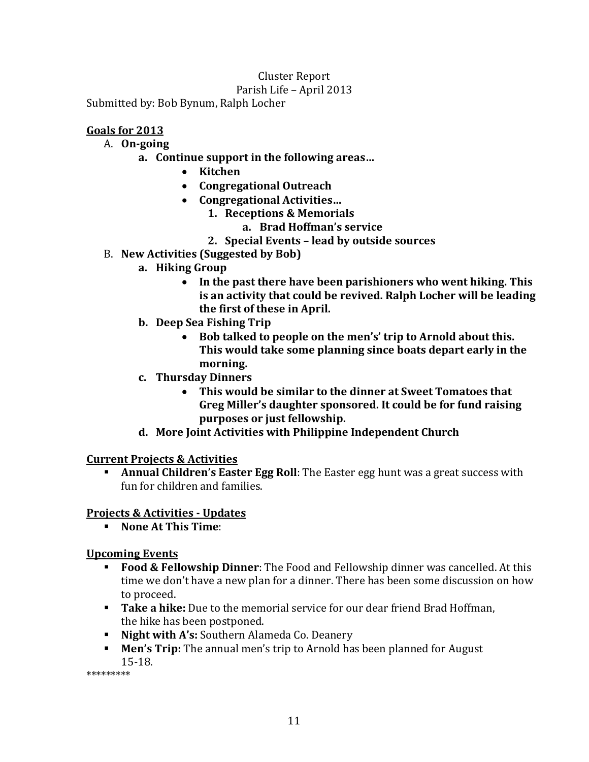Cluster Report

Parish Life – April 2013

Submitted by: Bob Bynum, Ralph Locher

## Goals for 2013

A. **On-going**
   - a. **Continue support in the following areas…**
     - **Kitchen**
     - **Congregational Outreach**
     - **Congregational Activities…**
       1. **Receptions & Memorials**
          - a. **Brad Hoffman's service**
       2. **Special Events – lead by outside sources**

B. **New Activities (Suggested by Bob)**
   - a. **Hiking Group**
     - **In the past there have been parishioners who went hiking. This is an activity that could be revived. Ralph Locher will be leading the first of these in April.**
   - b. **Deep Sea Fishing Trip**
     - **Bob talked to people on the mens' trip to Arnold about this. This would take some planning since boats depart early in the morning.**
   - c. **Thursday Dinners**
     - **This would be similar to the dinner at Sweet Tomatoes that Greg Miller's daughter sponsored. It could be for fund raising purposes or just fellowship.**
   - d. **More Joint Activities with Philippine Independent Church**

## Current Projects & Activities

- **Annual Children's Easter Egg Roll**: The Easter egg hunt was a great success with fun for children and families.

## Projects & Activities - Updates

- **None At This Time**:

## Upcoming Events

- **Food & Fellowship Dinner**: The Food and Fellowship dinner was cancelled. At this time we don't have a new plan for a dinner. There has been some discussion on how to proceed.
- **Take a hike:** Due to the memorial service for our dear friend Brad Hoffman, the hike has been postponed.
- **Night with A's:** Southern Alameda Co. Deanery
- **Men's Trip:** The annual men's trip to Arnold has been planned for August 15-18.

*********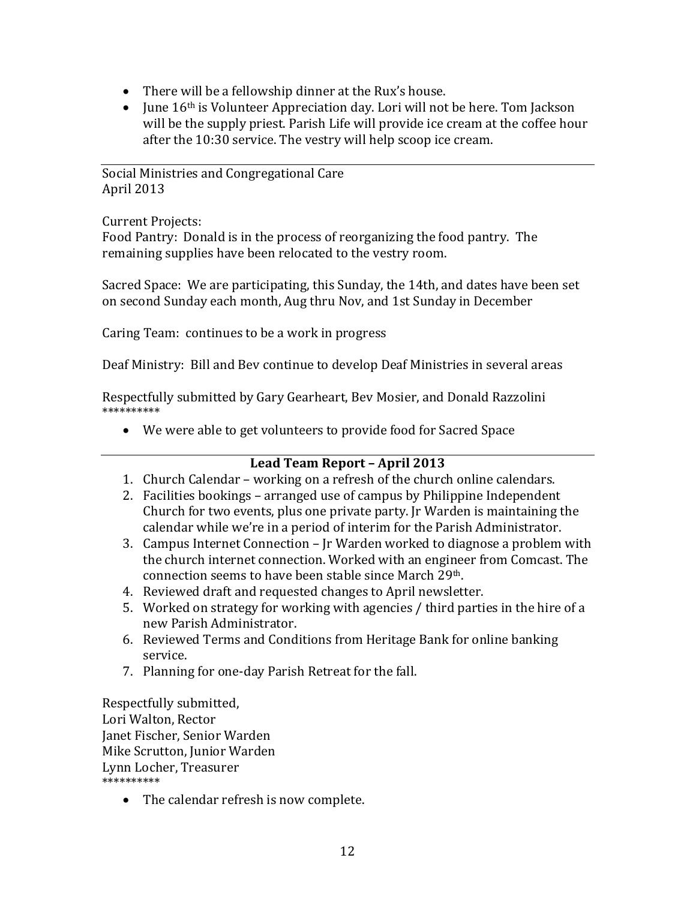- There will be a fellowship dinner at the Rux's house.
- June 16th is Volunteer Appreciation day. Lori will not be here. Tom Jackson will be the supply priest. Parish Life will provide ice cream at the coffee hour after the 10:30 service. The vestry will help scoop ice cream.

---

Social Ministries and Congregational Care
April 2013

Current Projects:
Food Pantry: Donald is in the process of reorganizing the food pantry. The remaining supplies have been relocated to the vestry room.

Sacred Space: We are participating, this Sunday, the 14th, and dates have been set on second Sunday each month, Aug thru Nov, and 1st Sunday in December

Caring Team: continues to be a work in progress

Deaf Ministry: Bill and Bev continue to develop Deaf Ministries in several areas

Respectfully submitted by Gary Gearheart, Bev Mosier, and Donald Razzolini
**********

- We were able to get volunteers to provide food for Sacred Space

---

**Lead Team Report – April 2013**

1. Church Calendar – working on a refresh of the church online calendars.
2. Facilities bookings – arranged use of campus by Philippine Independent Church for two events, plus one private party. Jr Warden is maintaining the calendar while we're in a period of interim for the Parish Administrator.
3. Campus Internet Connection – Jr Warden worked to diagnose a problem with the church internet connection. Worked with an engineer from Comcast. The connection seems to have been stable since March 29th.
4. Reviewed draft and requested changes to April newsletter.
5. Worked on strategy for working with agencies / third parties in the hire of a new Parish Administrator.
6. Reviewed Terms and Conditions from Heritage Bank for online banking service.
7. Planning for one-day Parish Retreat for the fall.

Respectfully submitted,
Lori Walton, Rector
Janet Fischer, Senior Warden
Mike Scrutton, Junior Warden
Lynn Locher, Treasurer
**********

- The calendar refresh is now complete.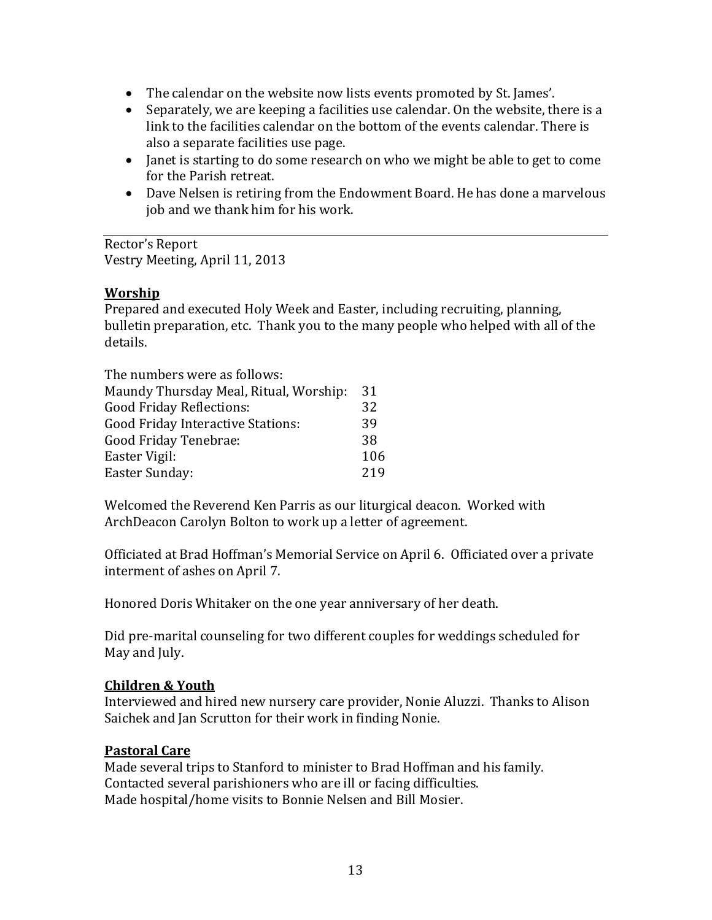- The calendar on the website now lists events promoted by St. James'.
- Separately, we are keeping a facilities use calendar. On the website, there is a link to the facilities calendar on the bottom of the events calendar. There is also a separate facilities use page.
- Janet is starting to do some research on who we might be able to get to come for the Parish retreat.
- Dave Nelsen is retiring from the Endowment Board. He has done a marvelous job and we thank him for his work.

---

Rector's Report
Vestry Meeting, April 11, 2013

**Worship**
Prepared and executed Holy Week and Easter, including recruiting, planning, bulletin preparation, etc. Thank you to the many people who helped with all of the details.

The numbers were as follows:

| | |
|---|---|
| Maundy Thursday Meal, Ritual, Worship: | 31 |
| Good Friday Reflections: | 32 |
| Good Friday Interactive Stations: | 39 |
| Good Friday Tenebrae: | 38 |
| Easter Vigil: | 106 |
| Easter Sunday: | 219 |

Welcomed the Reverend Ken Parris as our liturgical deacon. Worked with ArchDeacon Carolyn Bolton to work up a letter of agreement.

Officiated at Brad Hoffman's Memorial Service on April 6. Officiated over a private interment of ashes on April 7.

Honored Doris Whitaker on the one year anniversary of her death.

Did pre-marital counseling for two different couples for weddings scheduled for May and July.

**Children & Youth**
Interviewed and hired new nursery care provider, Nonie Aluzzi. Thanks to Alison Saichek and Jan Scrutton for their work in finding Nonie.

**Pastoral Care**
Made several trips to Stanford to minister to Brad Hoffman and his family.
Contacted several parishioners who are ill or facing difficulties.
Made hospital/home visits to Bonnie Nelsen and Bill Mosier.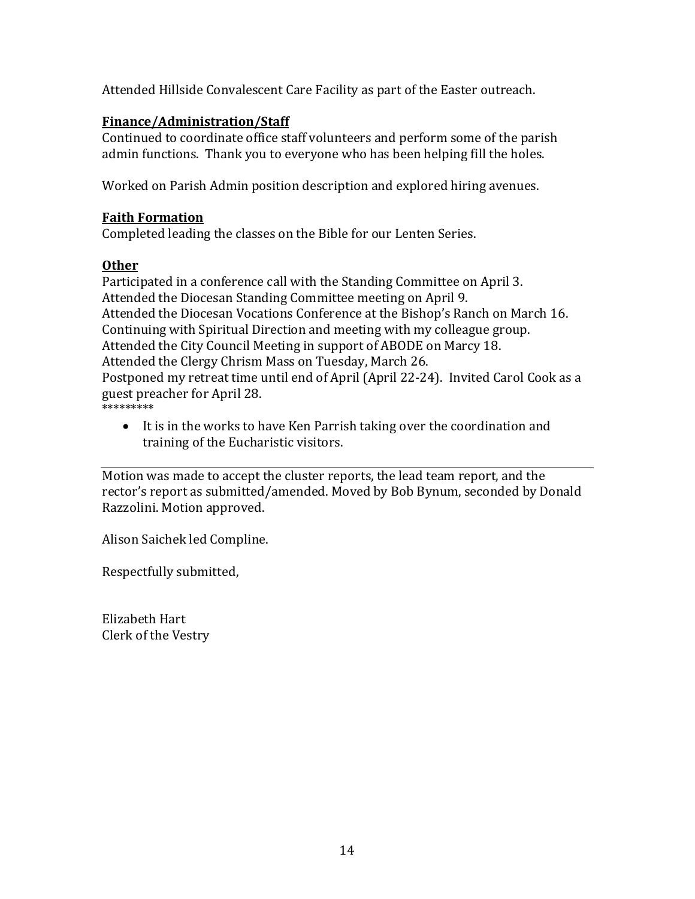Attended Hillside Convalescent Care Facility as part of the Easter outreach.

**Finance/Administration/Staff**

Continued to coordinate office staff volunteers and perform some of the parish admin functions. Thank you to everyone who has been helping fill the holes.

Worked on Parish Admin position description and explored hiring avenues.

**Faith Formation**

Completed leading the classes on the Bible for our Lenten Series.

**Other**

Participated in a conference call with the Standing Committee on April 3.
Attended the Diocesan Standing Committee meeting on April 9.
Attended the Diocesan Vocations Conference at the Bishop's Ranch on March 16.
Continuing with Spiritual Direction and meeting with my colleague group.
Attended the City Council Meeting in support of ABODE on Marcy 18.
Attended the Clergy Chrism Mass on Tuesday, March 26.
Postponed my retreat time until end of April (April 22-24). Invited Carol Cook as a guest preacher for April 28.
*********

- It is in the works to have Ken Parrish taking over the coordination and training of the Eucharistic visitors.

---

Motion was made to accept the cluster reports, the lead team report, and the rector's report as submitted/amended. Moved by Bob Bynum, seconded by Donald Razzolini. Motion approved.

Alison Saichek led Compline.

Respectfully submitted,

Elizabeth Hart
Clerk of the Vestry